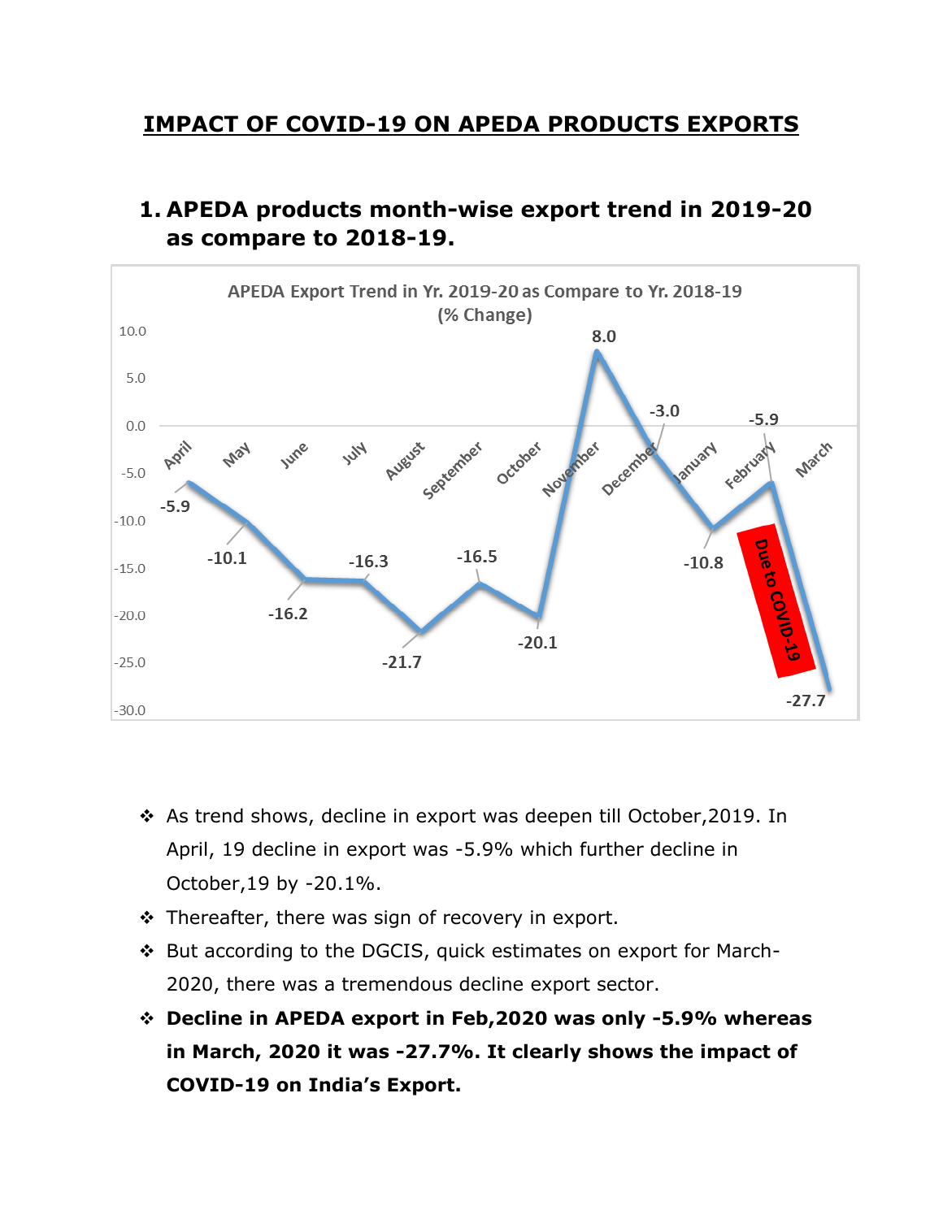# IMPACT OF COVID-19 ON APEDA PRODUCTS EXPORTS

## 1. APEDA products month-wise export trend in 2019-20 as compare to 2018-19.

APEDA Export Trend in Yr. 2019-20 as Compare to Yr. 2018-19 (% Change)

| Month | % Change |
|---|---|
| April | -5.9 |
| May | -10.1 |
| June | -16.2 |
| July | -16.3 |
| August | -21.7 |
| September | -16.5 |
| October | -20.1 |
| November | 8.0 |
| December | -3.0 |
| January | -10.8 |
| February | -5.9 |
| March | -27.7 |

Due to COVID-19

- ❖ As trend shows, decline in export was deepen till October,2019. In April, 19 decline in export was -5.9% which further decline in October,19 by -20.1%.
- ❖ Thereafter, there was sign of recovery in export.
- ❖ But according to the DGCIS, quick estimates on export for March-2020, there was a tremendous decline export sector.
- ❖ **Decline in APEDA export in Feb,2020 was only -5.9% whereas in March, 2020 it was -27.7%. It clearly shows the impact of COVID-19 on India's Export.**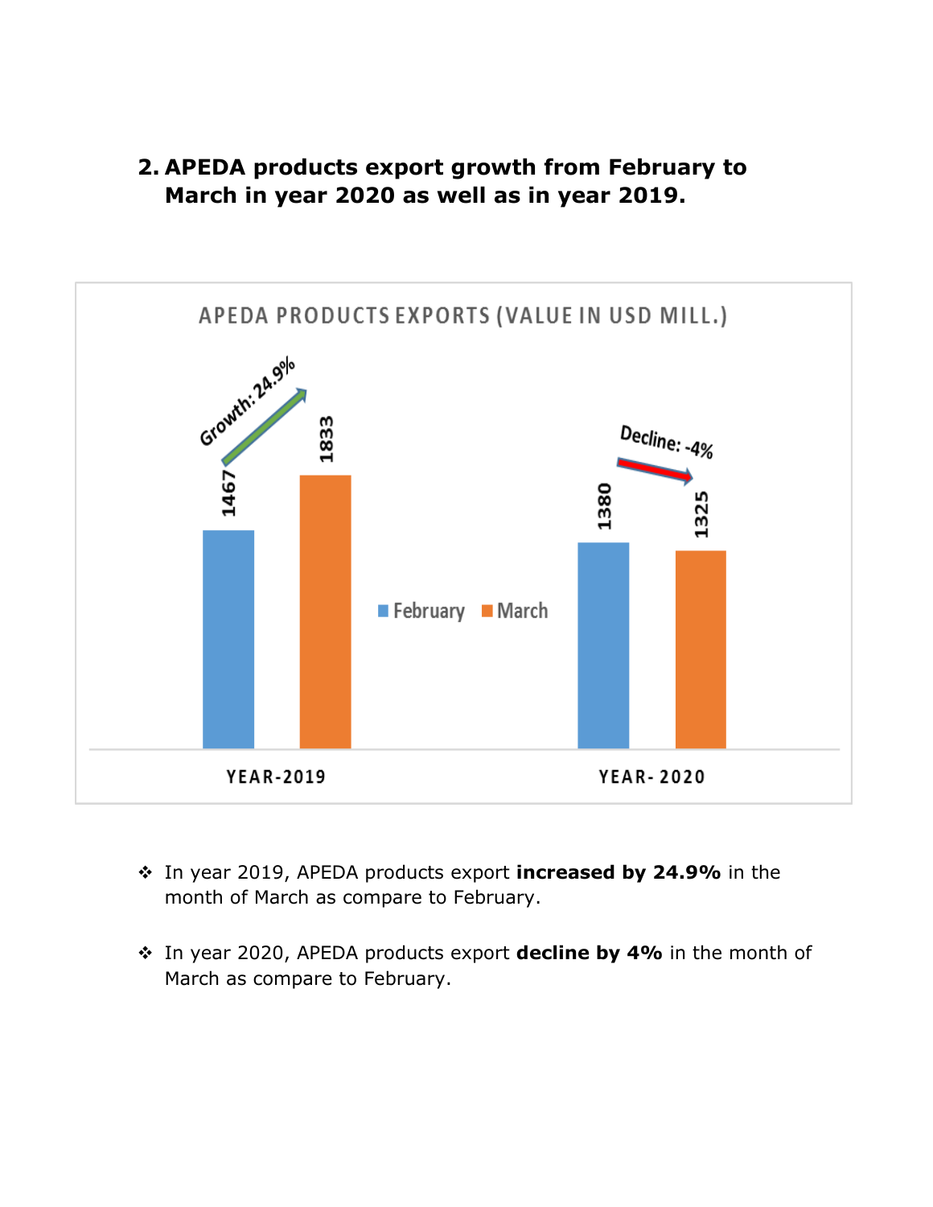2. **APEDA products export growth from February to March in year 2020 as well as in year 2019.**

**APEDA PRODUCTS EXPORTS (VALUE IN USD MILL.)**

| | February | March | Change |
|---|---|---|---|
| YEAR-2019 | 1467 | 1833 | Growth: 24.9% |
| YEAR- 2020 | 1380 | 1325 | Decline: -4% |

- In year 2019, APEDA products export **increased by 24.9%** in the month of March as compare to February.
- In year 2020, APEDA products export **decline by 4%** in the month of March as compare to February.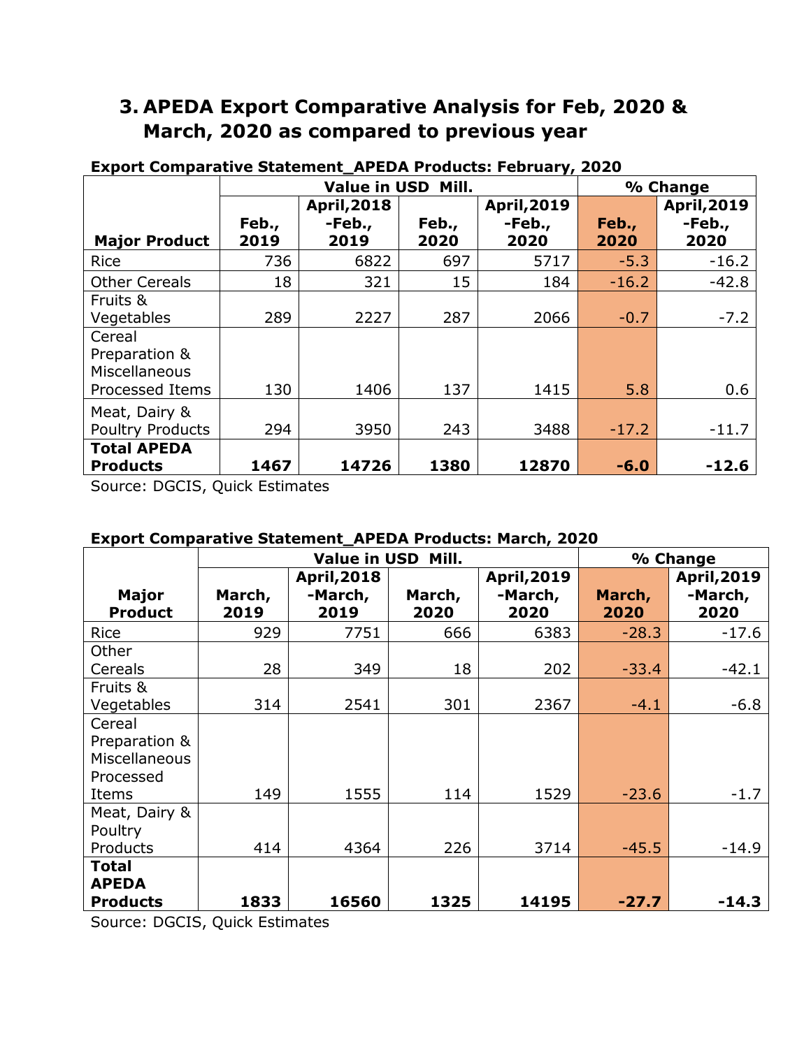## 3. APEDA Export Comparative Analysis for Feb, 2020 & March, 2020 as compared to previous year

**Export Comparative Statement_APEDA Products: February, 2020**

| Major Product | Value in USD Mill. | | | | % Change | |
|---|---|---|---|---|---|---|
| | Feb., 2019 | April,2018 -Feb., 2019 | Feb., 2020 | April,2019 -Feb., 2020 | Feb., 2020 | April,2019 -Feb., 2020 |
| Rice | 736 | 6822 | 697 | 5717 | -5.3 | -16.2 |
| Other Cereals | 18 | 321 | 15 | 184 | -16.2 | -42.8 |
| Fruits & Vegetables | 289 | 2227 | 287 | 2066 | -0.7 | -7.2 |
| Cereal Preparation & Miscellaneous Processed Items | 130 | 1406 | 137 | 1415 | 5.8 | 0.6 |
| Meat, Dairy & Poultry Products | 294 | 3950 | 243 | 3488 | -17.2 | -11.7 |
| **Total APEDA Products** | **1467** | **14726** | **1380** | **12870** | **-6.0** | **-12.6** |

Source: DGCIS, Quick Estimates

**Export Comparative Statement_APEDA Products: March, 2020**

| Major Product | Value in USD Mill. | | | | % Change | |
|---|---|---|---|---|---|---|
| | March, 2019 | April,2018 -March, 2019 | March, 2020 | April,2019 -March, 2020 | March, 2020 | April,2019 -March, 2020 |
| Rice | 929 | 7751 | 666 | 6383 | -28.3 | -17.6 |
| Other Cereals | 28 | 349 | 18 | 202 | -33.4 | -42.1 |
| Fruits & Vegetables | 314 | 2541 | 301 | 2367 | -4.1 | -6.8 |
| Cereal Preparation & Miscellaneous Processed Items | 149 | 1555 | 114 | 1529 | -23.6 | -1.7 |
| Meat, Dairy & Poultry Products | 414 | 4364 | 226 | 3714 | -45.5 | -14.9 |
| **Total APEDA Products** | **1833** | **16560** | **1325** | **14195** | **-27.7** | **-14.3** |

Source: DGCIS, Quick Estimates